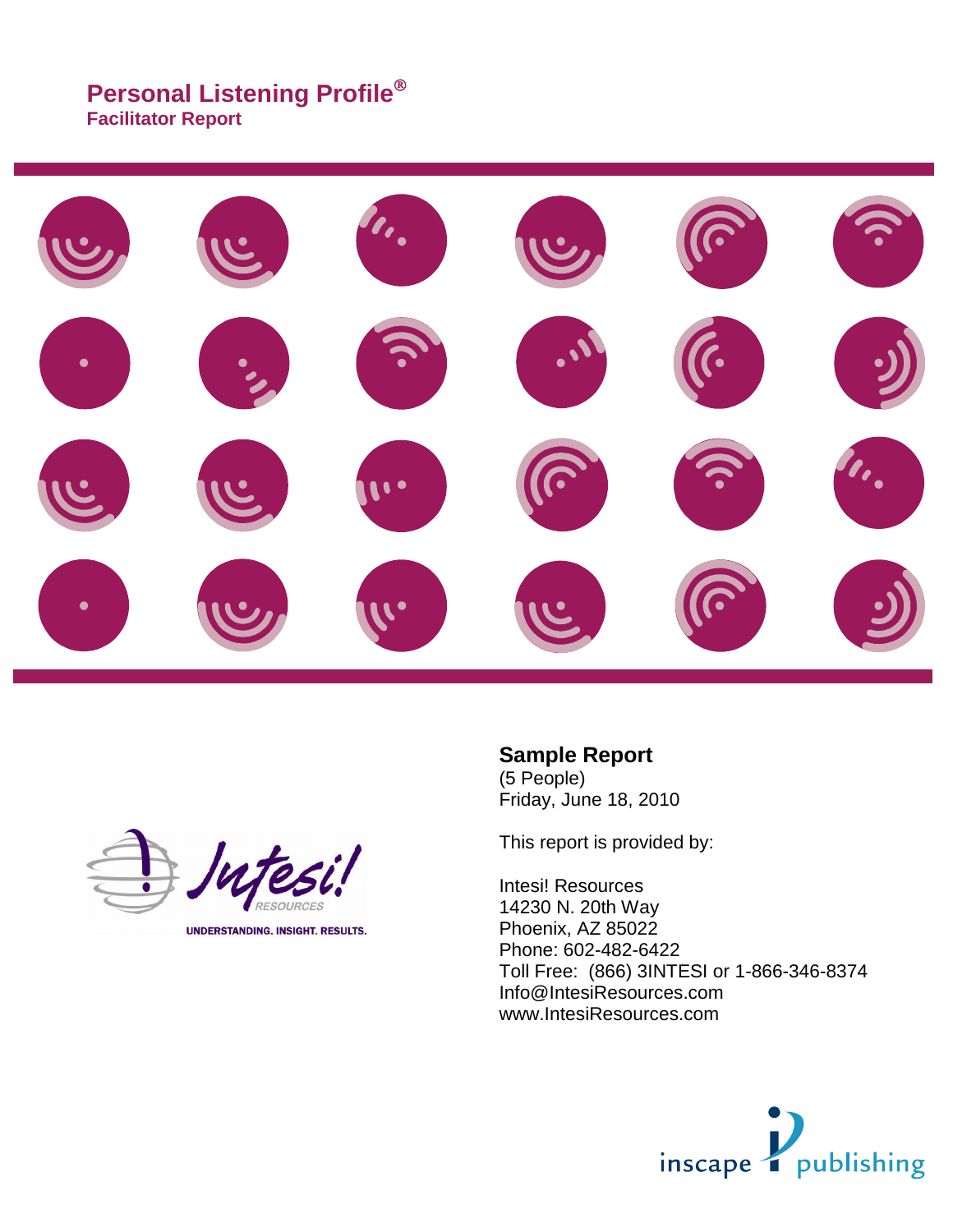# Personal Listening Profile®

**Facilitator Report**

**Sample Report**

(5 People)
Friday, June 18, 2010

This report is provided by:

Intesi! Resources
14230 N. 20th Way
Phoenix, AZ 85022
Phone: 602-482-6422
Toll Free: (866) 3INTESI or 1-866-346-8374
Info@IntesiResources.com
www.IntesiResources.com

Intesi! RESOURCES
UNDERSTANDING. INSIGHT. RESULTS.

inscape publishing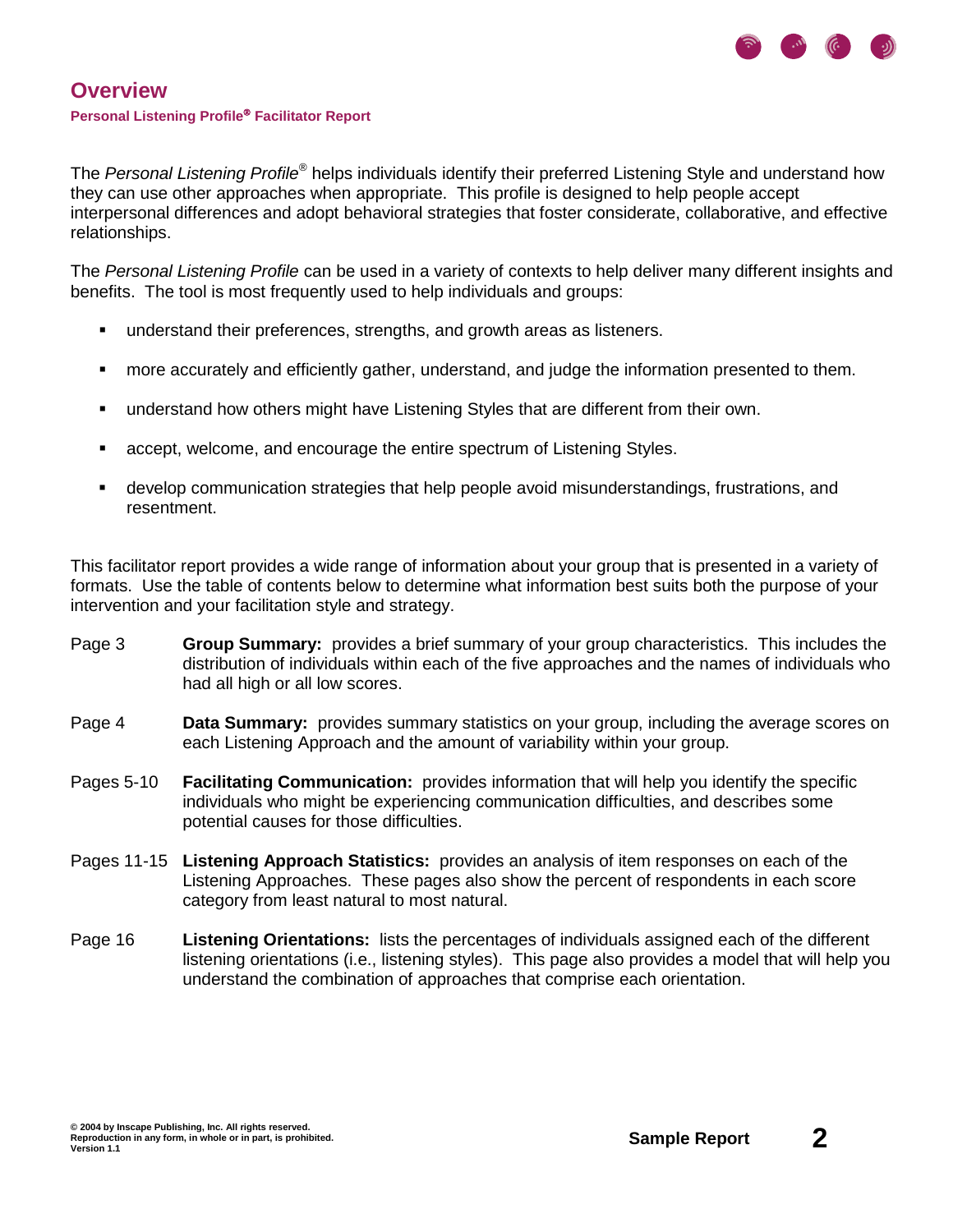# Overview

**Personal Listening Profile® Facilitator Report**

The *Personal Listening Profile*® helps individuals identify their preferred Listening Style and understand how they can use other approaches when appropriate. This profile is designed to help people accept interpersonal differences and adopt behavioral strategies that foster considerate, collaborative, and effective relationships.

The *Personal Listening Profile* can be used in a variety of contexts to help deliver many different insights and benefits. The tool is most frequently used to help individuals and groups:

- understand their preferences, strengths, and growth areas as listeners.
- more accurately and efficiently gather, understand, and judge the information presented to them.
- understand how others might have Listening Styles that are different from their own.
- accept, welcome, and encourage the entire spectrum of Listening Styles.
- develop communication strategies that help people avoid misunderstandings, frustrations, and resentment.

This facilitator report provides a wide range of information about your group that is presented in a variety of formats. Use the table of contents below to determine what information best suits both the purpose of your intervention and your facilitation style and strategy.

Page 3 — **Group Summary:** provides a brief summary of your group characteristics. This includes the distribution of individuals within each of the five approaches and the names of individuals who had all high or all low scores.

Page 4 — **Data Summary:** provides summary statistics on your group, including the average scores on each Listening Approach and the amount of variability within your group.

Pages 5-10 — **Facilitating Communication:** provides information that will help you identify the specific individuals who might be experiencing communication difficulties, and describes some potential causes for those difficulties.

Pages 11-15 — **Listening Approach Statistics:** provides an analysis of item responses on each of the Listening Approaches. These pages also show the percent of respondents in each score category from least natural to most natural.

Page 16 — **Listening Orientations:** lists the percentages of individuals assigned each of the different listening orientations (i.e., listening styles). This page also provides a model that will help you understand the combination of approaches that comprise each orientation.

© 2004 by Inscape Publishing, Inc. All rights reserved.
Reproduction in any form, in whole or in part, is prohibited.
Version 1.1

Sample Report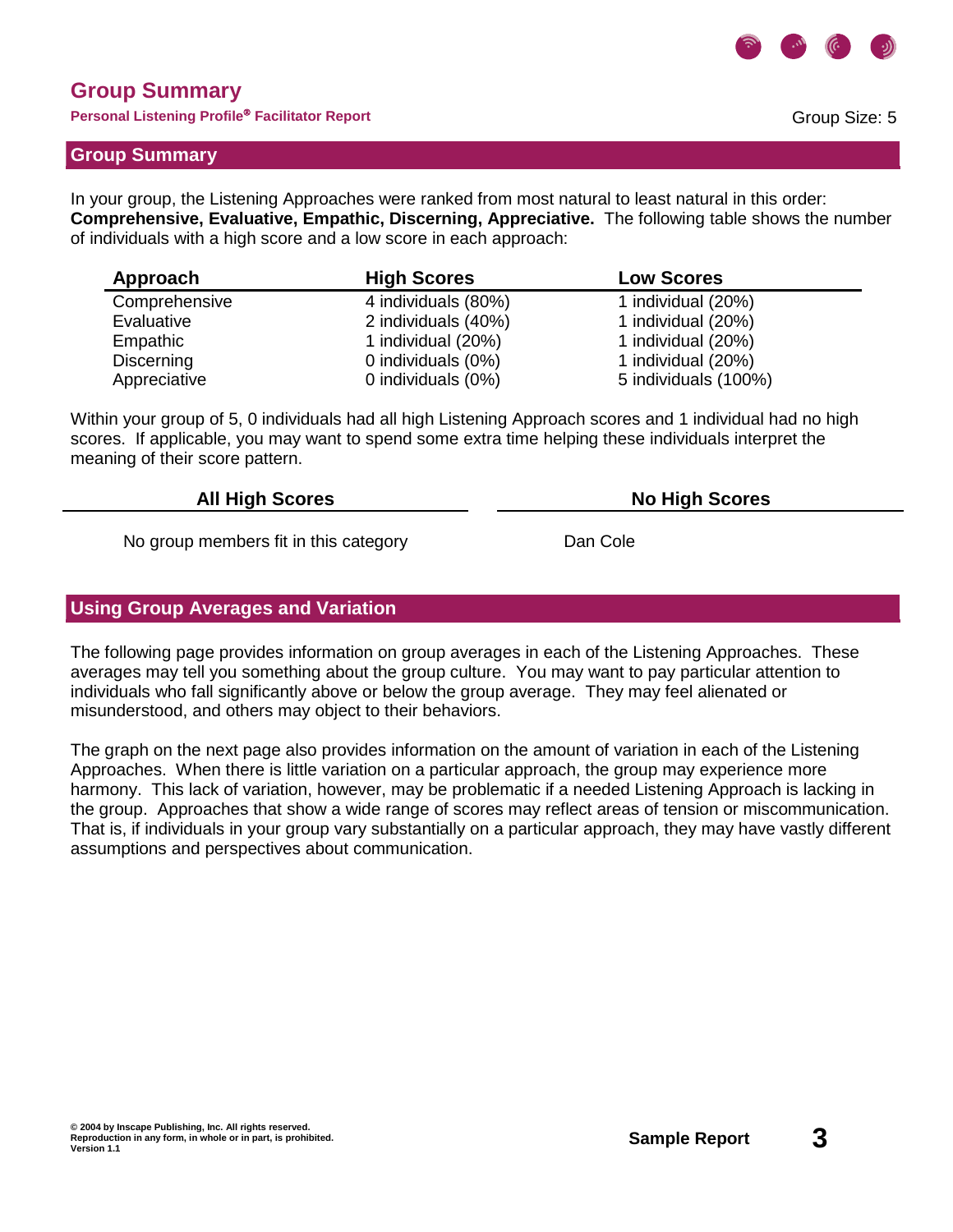# Group Summary

**Personal Listening Profile® Facilitator Report**

Group Size: 5

## Group Summary

In your group, the Listening Approaches were ranked from most natural to least natural in this order: **Comprehensive, Evaluative, Empathic, Discerning, Appreciative.** The following table shows the number of individuals with a high score and a low score in each approach:

| Approach | High Scores | Low Scores |
|---|---|---|
| Comprehensive | 4 individuals (80%) | 1 individual (20%) |
| Evaluative | 2 individuals (40%) | 1 individual (20%) |
| Empathic | 1 individual (20%) | 1 individual (20%) |
| Discerning | 0 individuals (0%) | 1 individual (20%) |
| Appreciative | 0 individuals (0%) | 5 individuals (100%) |

Within your group of 5, 0 individuals had all high Listening Approach scores and 1 individual had no high scores. If applicable, you may want to spend some extra time helping these individuals interpret the meaning of their score pattern.

| All High Scores | No High Scores |
|---|---|
| No group members fit in this category | Dan Cole |

## Using Group Averages and Variation

The following page provides information on group averages in each of the Listening Approaches. These averages may tell you something about the group culture. You may want to pay particular attention to individuals who fall significantly above or below the group average. They may feel alienated or misunderstood, and others may object to their behaviors.

The graph on the next page also provides information on the amount of variation in each of the Listening Approaches. When there is little variation on a particular approach, the group may experience more harmony. This lack of variation, however, may be problematic if a needed Listening Approach is lacking in the group. Approaches that show a wide range of scores may reflect areas of tension or miscommunication. That is, if individuals in your group vary substantially on a particular approach, they may have vastly different assumptions and perspectives about communication.

© 2004 by Inscape Publishing, Inc. All rights reserved.
Reproduction in any form, in whole or in part, is prohibited.
Version 1.1

**Sample Report**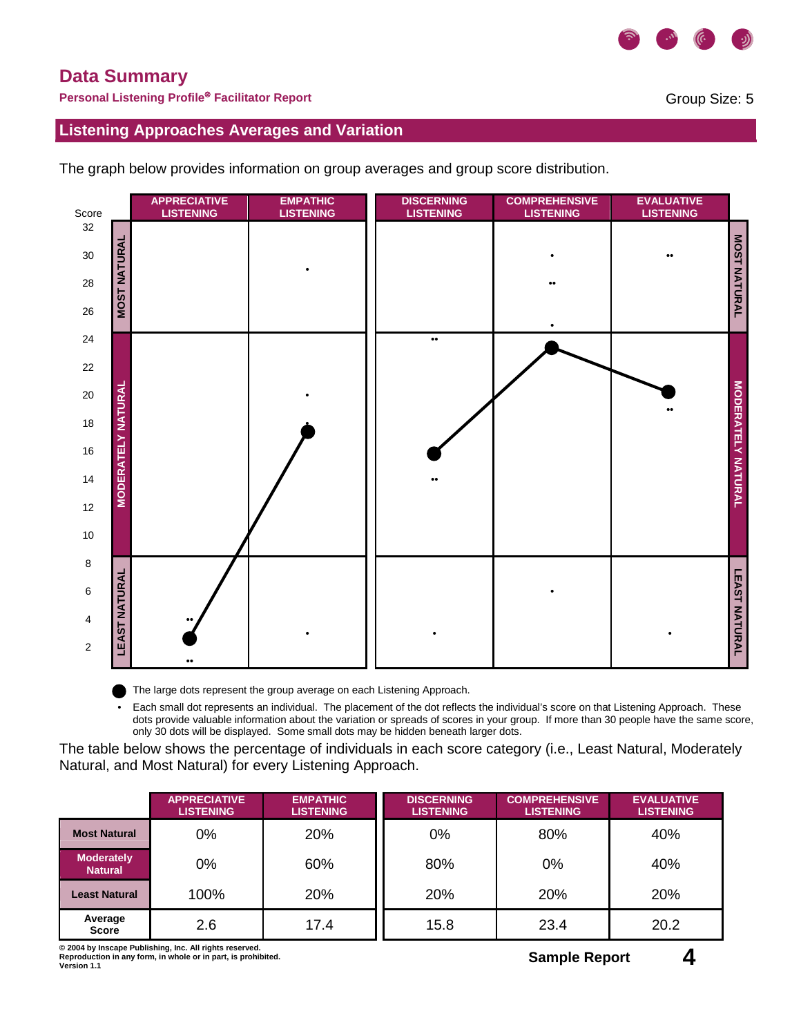# Data Summary

**Personal Listening Profile® Facilitator Report**

Group Size: 5

## Listening Approaches Averages and Variation

The graph below provides information on group averages and group score distribution.

- The large dots represent the group average on each Listening Approach.
- Each small dot represents an individual. The placement of the dot reflects the individual's score on that Listening Approach. These dots provide valuable information about the variation or spreads of scores in your group. If more than 30 people have the same score, only 30 dots will be displayed. Some small dots may be hidden beneath larger dots.

The table below shows the percentage of individuals in each score category (i.e., Least Natural, Moderately Natural, and Most Natural) for every Listening Approach.

| | APPRECIATIVE LISTENING | EMPATHIC LISTENING | DISCERNING LISTENING | COMPREHENSIVE LISTENING | EVALUATIVE LISTENING |
|---|---|---|---|---|---|
| **Most Natural** | 0% | 20% | 0% | 80% | 40% |
| **Moderately Natural** | 0% | 60% | 80% | 0% | 40% |
| **Least Natural** | 100% | 20% | 20% | 20% | 20% |
| **Average Score** | 2.6 | 17.4 | 15.8 | 23.4 | 20.2 |

© 2004 by Inscape Publishing, Inc. All rights reserved.
Reproduction in any form, in whole or in part, is prohibited.
Version 1.1

Sample Report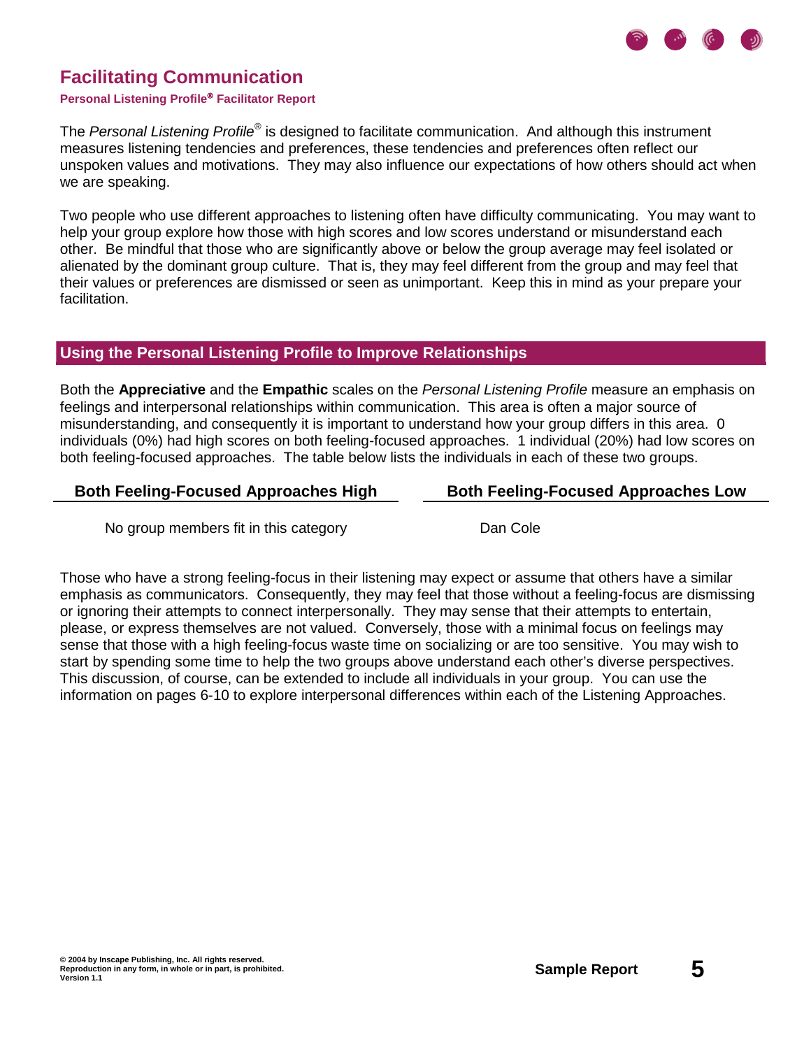# Facilitating Communication

**Personal Listening Profile® Facilitator Report**

The *Personal Listening Profile®* is designed to facilitate communication. And although this instrument measures listening tendencies and preferences, these tendencies and preferences often reflect our unspoken values and motivations. They may also influence our expectations of how others should act when we are speaking.

Two people who use different approaches to listening often have difficulty communicating. You may want to help your group explore how those with high scores and low scores understand or misunderstand each other. Be mindful that those who are significantly above or below the group average may feel isolated or alienated by the dominant group culture. That is, they may feel different from the group and may feel that their values or preferences are dismissed or seen as unimportant. Keep this in mind as your prepare your facilitation.

## Using the Personal Listening Profile to Improve Relationships

Both the **Appreciative** and the **Empathic** scales on the *Personal Listening Profile* measure an emphasis on feelings and interpersonal relationships within communication. This area is often a major source of misunderstanding, and consequently it is important to understand how your group differs in this area. 0 individuals (0%) had high scores on both feeling-focused approaches. 1 individual (20%) had low scores on both feeling-focused approaches. The table below lists the individuals in each of these two groups.

| Both Feeling-Focused Approaches High | Both Feeling-Focused Approaches Low |
| --- | --- |
| No group members fit in this category | Dan Cole |

Those who have a strong feeling-focus in their listening may expect or assume that others have a similar emphasis as communicators. Consequently, they may feel that those without a feeling-focus are dismissing or ignoring their attempts to connect interpersonally. They may sense that their attempts to entertain, please, or express themselves are not valued. Conversely, those with a minimal focus on feelings may sense that those with a high feeling-focus waste time on socializing or are too sensitive. You may wish to start by spending some time to help the two groups above understand each other's diverse perspectives. This discussion, of course, can be extended to include all individuals in your group. You can use the information on pages 6-10 to explore interpersonal differences within each of the Listening Approaches.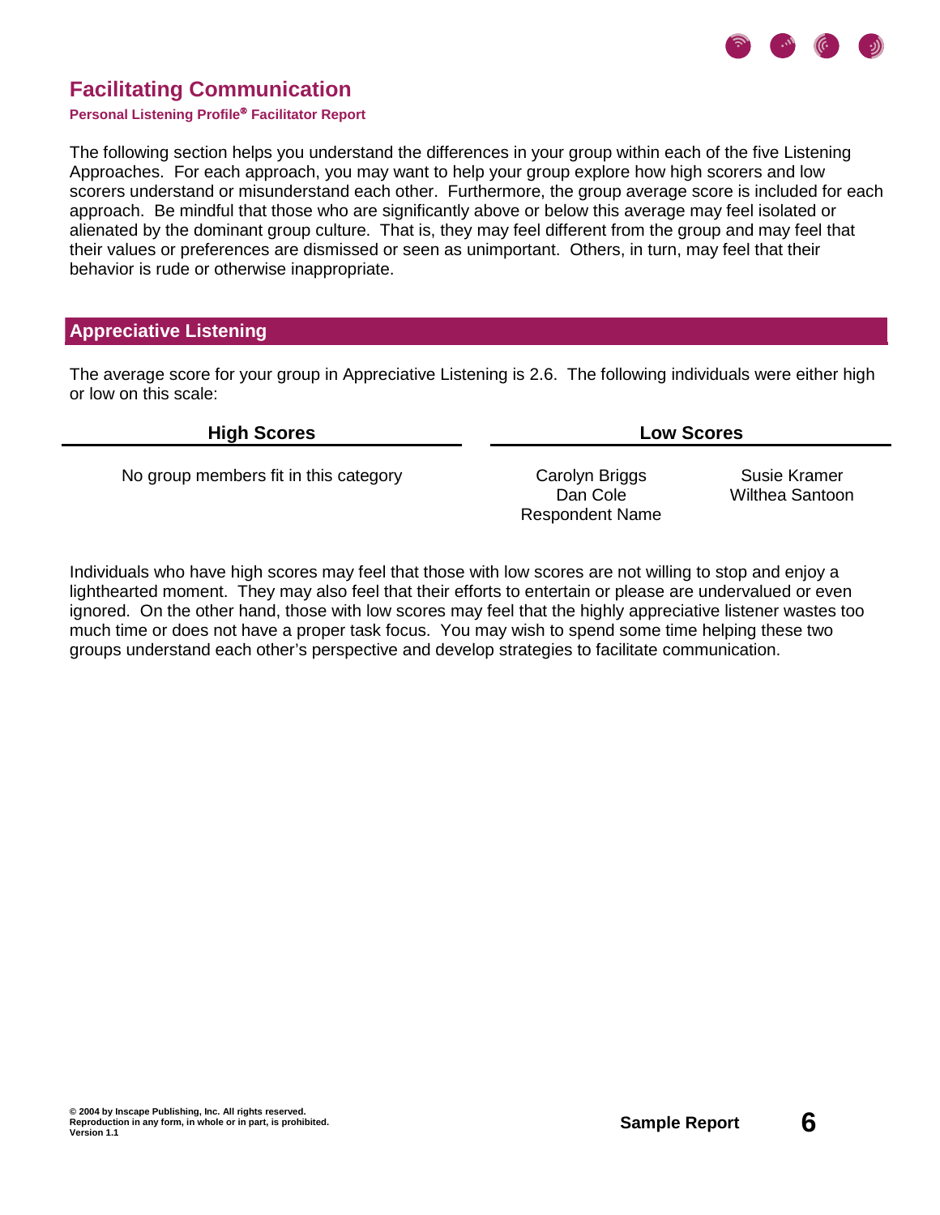# Facilitating Communication

**Personal Listening Profile® Facilitator Report**

The following section helps you understand the differences in your group within each of the five Listening Approaches. For each approach, you may want to help your group explore how high scorers and low scorers understand or misunderstand each other. Furthermore, the group average score is included for each approach. Be mindful that those who are significantly above or below this average may feel isolated or alienated by the dominant group culture. That is, they may feel different from the group and may feel that their values or preferences are dismissed or seen as unimportant. Others, in turn, may feel that their behavior is rude or otherwise inappropriate.

## Appreciative Listening

The average score for your group in Appreciative Listening is 2.6. The following individuals were either high or low on this scale:

| High Scores | Low Scores | |
|---|---|---|
| No group members fit in this category | Carolyn Briggs<br>Dan Cole<br>Respondent Name | Susie Kramer<br>Wilthea Santoon |

Individuals who have high scores may feel that those with low scores are not willing to stop and enjoy a lighthearted moment. They may also feel that their efforts to entertain or please are undervalued or even ignored. On the other hand, those with low scores may feel that the highly appreciative listener wastes too much time or does not have a proper task focus. You may wish to spend some time helping these two groups understand each other's perspective and develop strategies to facilitate communication.

© 2004 by Inscape Publishing, Inc. All rights reserved.
Reproduction in any form, in whole or in part, is prohibited.
Version 1.1

Sample Report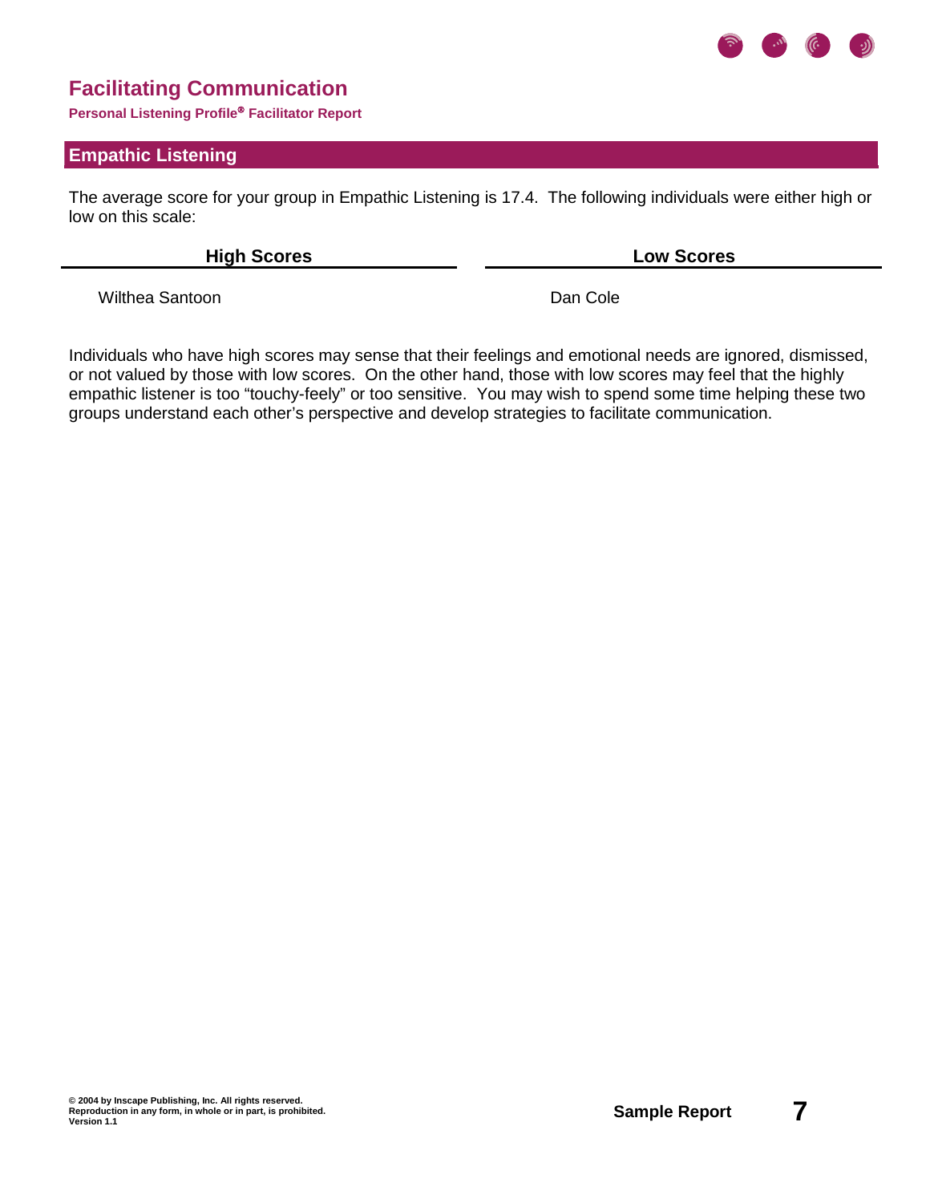# Facilitating Communication

**Personal Listening Profile® Facilitator Report**

## Empathic Listening

The average score for your group in Empathic Listening is 17.4. The following individuals were either high or low on this scale:

| High Scores | Low Scores |
|---|---|
| Wilthea Santoon | Dan Cole |

Individuals who have high scores may sense that their feelings and emotional needs are ignored, dismissed, or not valued by those with low scores. On the other hand, those with low scores may feel that the highly empathic listener is too "touchy-feely" or too sensitive. You may wish to spend some time helping these two groups understand each other's perspective and develop strategies to facilitate communication.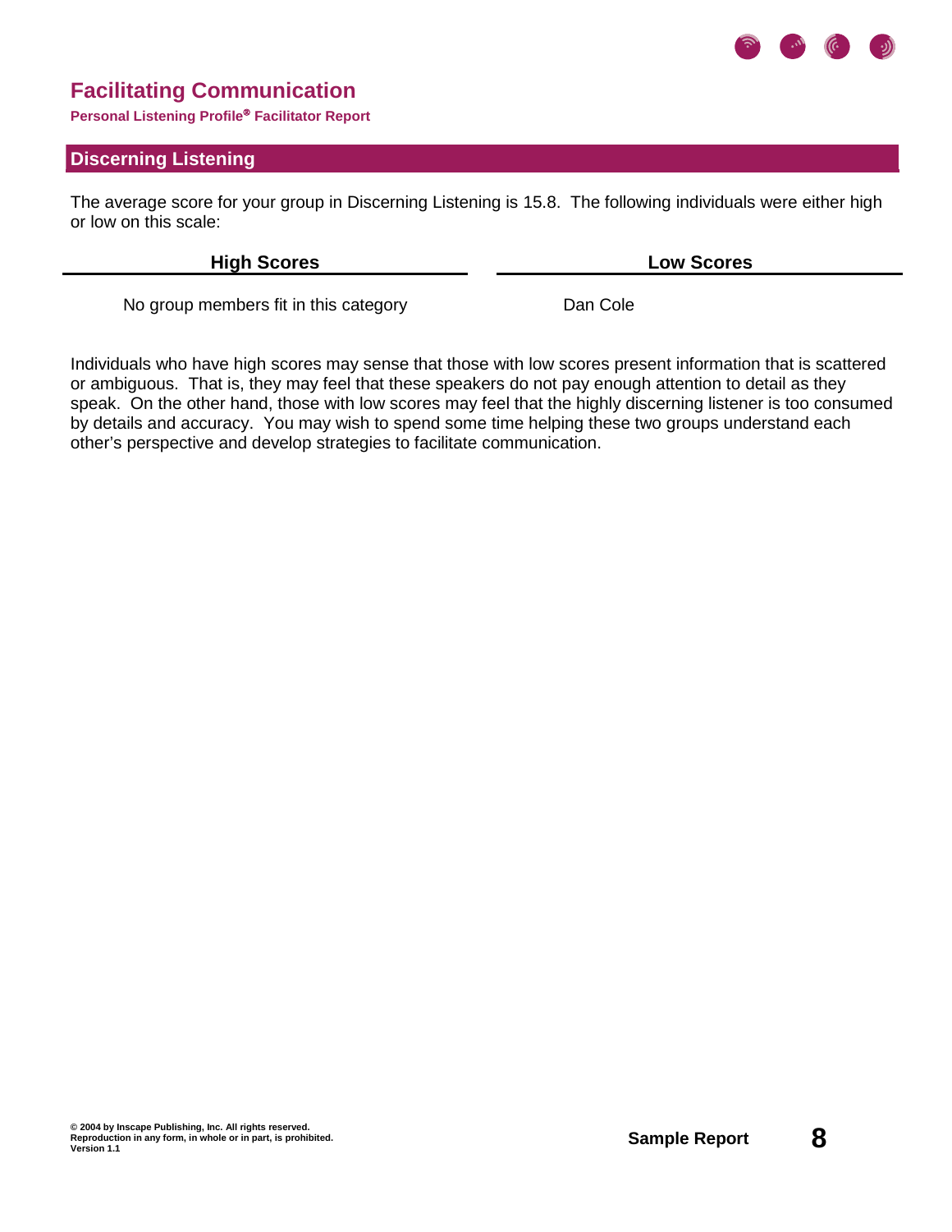# Facilitating Communication

**Personal Listening Profile® Facilitator Report**

## Discerning Listening

The average score for your group in Discerning Listening is 15.8. The following individuals were either high or low on this scale:

| High Scores | Low Scores |
|---|---|
| No group members fit in this category | Dan Cole |

Individuals who have high scores may sense that those with low scores present information that is scattered or ambiguous. That is, they may feel that these speakers do not pay enough attention to detail as they speak. On the other hand, those with low scores may feel that the highly discerning listener is too consumed by details and accuracy. You may wish to spend some time helping these two groups understand each other's perspective and develop strategies to facilitate communication.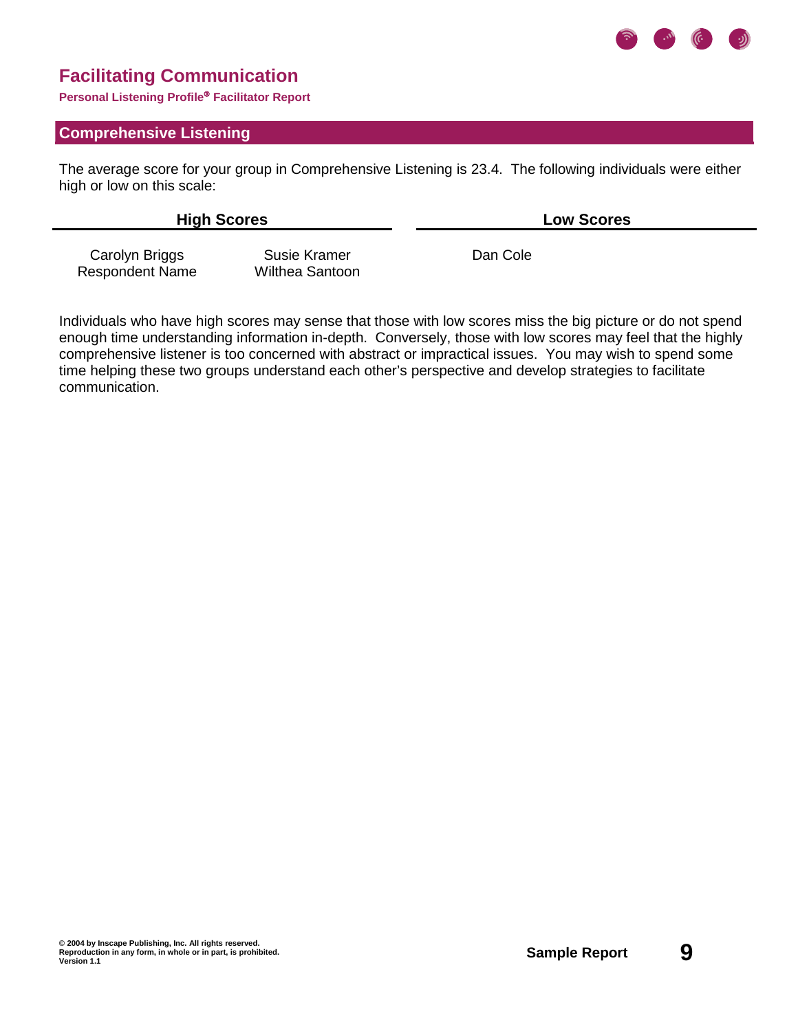# Facilitating Communication

**Personal Listening Profile® Facilitator Report**

## Comprehensive Listening

The average score for your group in Comprehensive Listening is 23.4. The following individuals were either high or low on this scale:

| High Scores | | Low Scores |
|---|---|---|
| Carolyn Briggs | Susie Kramer | Dan Cole |
| Respondent Name | Wilthea Santoon | |

Individuals who have high scores may sense that those with low scores miss the big picture or do not spend enough time understanding information in-depth. Conversely, those with low scores may feel that the highly comprehensive listener is too concerned with abstract or impractical issues. You may wish to spend some time helping these two groups understand each other's perspective and develop strategies to facilitate communication.

© 2004 by Inscape Publishing, Inc. All rights reserved.
Reproduction in any form, in whole or in part, is prohibited.
Version 1.1

Sample Report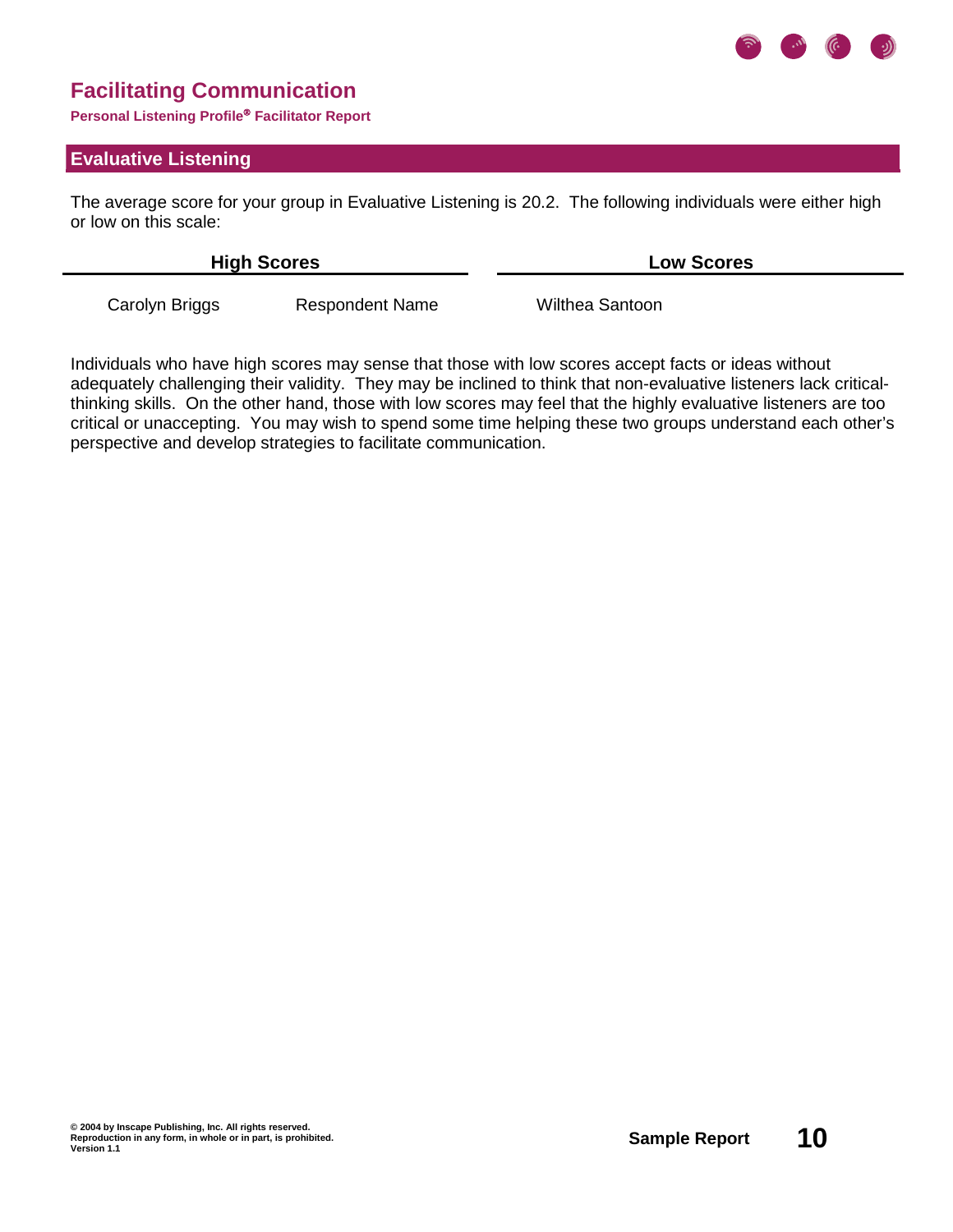## Evaluative Listening

The average score for your group in Evaluative Listening is 20.2. The following individuals were either high or low on this scale:

| High Scores | | Low Scores |
|---|---|---|
| Carolyn Briggs | Respondent Name | Wilthea Santoon |

Individuals who have high scores may sense that those with low scores accept facts or ideas without adequately challenging their validity. They may be inclined to think that non-evaluative listeners lack critical-thinking skills. On the other hand, those with low scores may feel that the highly evaluative listeners are too critical or unaccepting. You may wish to spend some time helping these two groups understand each other's perspective and develop strategies to facilitate communication.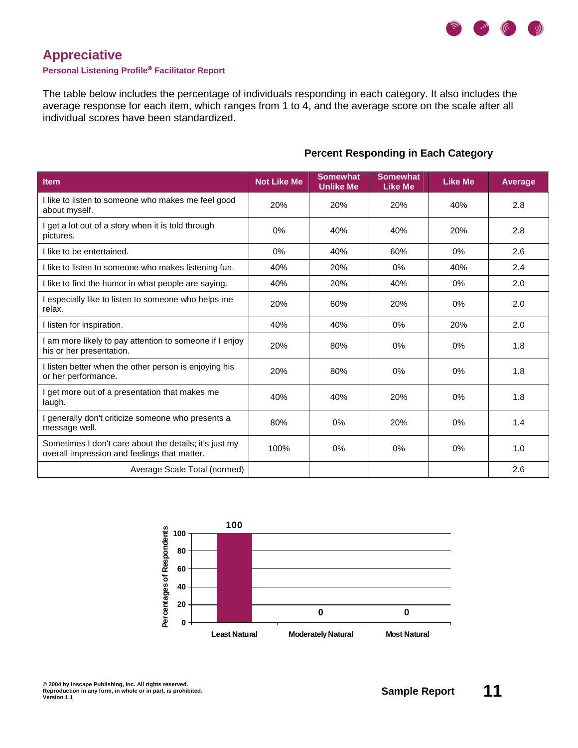# Appreciative

**Personal Listening Profile® Facilitator Report**

The table below includes the percentage of individuals responding in each category. It also includes the average response for each item, which ranges from 1 to 4, and the average score on the scale after all individual scores have been standardized.

**Percent Responding in Each Category**

| Item | Not Like Me | Somewhat Unlike Me | Somewhat Like Me | Like Me | Average |
|---|---|---|---|---|---|
| I like to listen to someone who makes me feel good about myself. | 20% | 20% | 20% | 40% | 2.8 |
| I get a lot out of a story when it is told through pictures. | 0% | 40% | 40% | 20% | 2.8 |
| I like to be entertained. | 0% | 40% | 60% | 0% | 2.6 |
| I like to listen to someone who makes listening fun. | 40% | 20% | 0% | 40% | 2.4 |
| I like to find the humor in what people are saying. | 40% | 20% | 40% | 0% | 2.0 |
| I especially like to listen to someone who helps me relax. | 20% | 60% | 20% | 0% | 2.0 |
| I listen for inspiration. | 40% | 40% | 0% | 20% | 2.0 |
| I am more likely to pay attention to someone if I enjoy his or her presentation. | 20% | 80% | 0% | 0% | 1.8 |
| I listen better when the other person is enjoying his or her performance. | 20% | 80% | 0% | 0% | 1.8 |
| I get more out of a presentation that makes me laugh. | 40% | 40% | 20% | 0% | 1.8 |
| I generally don't criticize someone who presents a message well. | 80% | 0% | 20% | 0% | 1.4 |
| Sometimes I don't care about the details; it's just my overall impression and feelings that matter. | 100% | 0% | 0% | 0% | 1.0 |
| Average Scale Total (normed) | | | | | 2.6 |

| | Least Natural | Moderately Natural | Most Natural |
|---|---|---|---|
| Percentages of Respondents | 100 | 0 | 0 |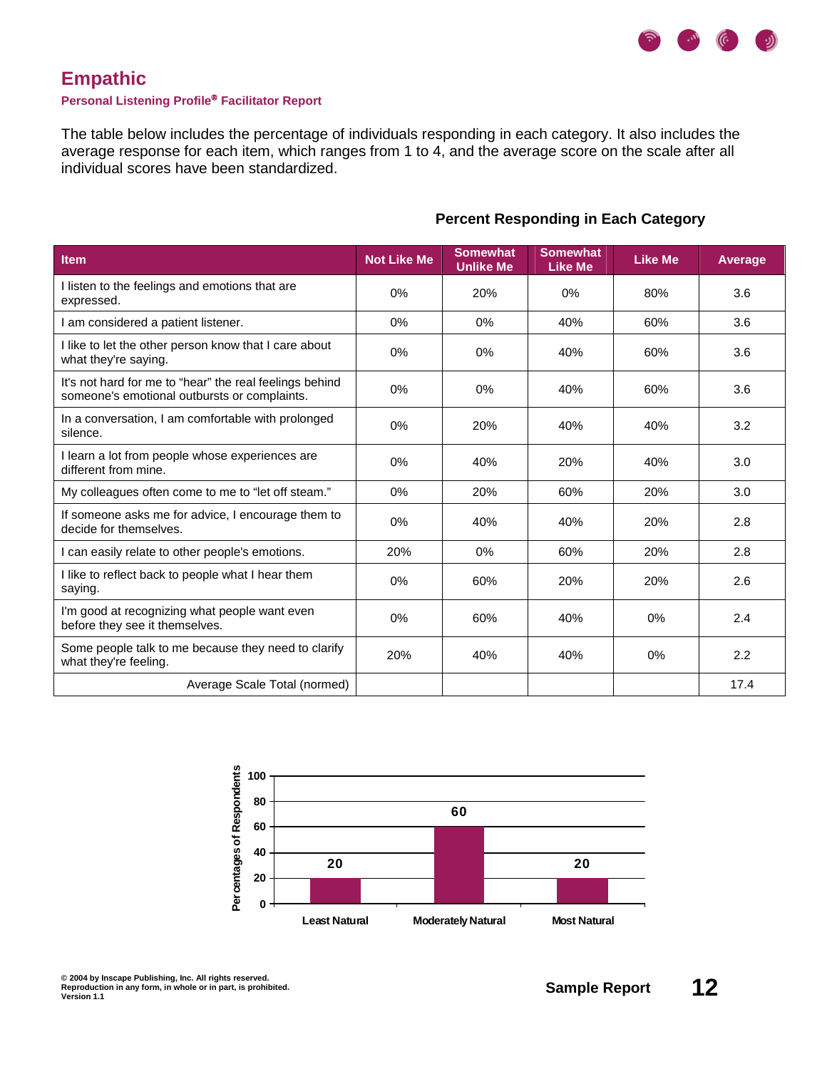# Empathic

**Personal Listening Profile® Facilitator Report**

The table below includes the percentage of individuals responding in each category. It also includes the average response for each item, which ranges from 1 to 4, and the average score on the scale after all individual scores have been standardized.

**Percent Responding in Each Category**

| Item | Not Like Me | Somewhat Unlike Me | Somewhat Like Me | Like Me | Average |
|---|---|---|---|---|---|
| I listen to the feelings and emotions that are expressed. | 0% | 20% | 0% | 80% | 3.6 |
| I am considered a patient listener. | 0% | 0% | 40% | 60% | 3.6 |
| I like to let the other person know that I care about what they're saying. | 0% | 0% | 40% | 60% | 3.6 |
| It's not hard for me to "hear" the real feelings behind someone's emotional outbursts or complaints. | 0% | 0% | 40% | 60% | 3.6 |
| In a conversation, I am comfortable with prolonged silence. | 0% | 20% | 40% | 40% | 3.2 |
| I learn a lot from people whose experiences are different from mine. | 0% | 40% | 20% | 40% | 3.0 |
| My colleagues often come to me to "let off steam." | 0% | 20% | 60% | 20% | 3.0 |
| If someone asks me for advice, I encourage them to decide for themselves. | 0% | 40% | 40% | 20% | 2.8 |
| I can easily relate to other people's emotions. | 20% | 0% | 60% | 20% | 2.8 |
| I like to reflect back to people what I hear them saying. | 0% | 60% | 20% | 20% | 2.6 |
| I'm good at recognizing what people want even before they see it themselves. | 0% | 60% | 40% | 0% | 2.4 |
| Some people talk to me because they need to clarify what they're feeling. | 20% | 40% | 40% | 0% | 2.2 |
| Average Scale Total (normed) | | | | | 17.4 |

| Category | Percentages of Respondents |
|---|---|
| Least Natural | 20 |
| Moderately Natural | 60 |
| Most Natural | 20 |

© 2004 by Inscape Publishing, Inc. All rights reserved.
Reproduction in any form, in whole or in part, is prohibited.
Version 1.1

Sample Report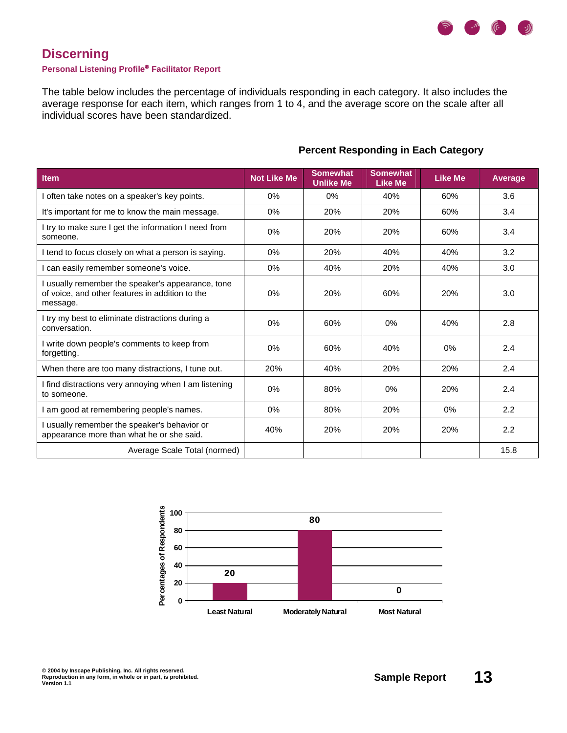# Discerning

**Personal Listening Profile® Facilitator Report**

The table below includes the percentage of individuals responding in each category. It also includes the average response for each item, which ranges from 1 to 4, and the average score on the scale after all individual scores have been standardized.

**Percent Responding in Each Category**

| Item | Not Like Me | Somewhat Unlike Me | Somewhat Like Me | Like Me | Average |
|---|---|---|---|---|---|
| I often take notes on a speaker's key points. | 0% | 0% | 40% | 60% | 3.6 |
| It's important for me to know the main message. | 0% | 20% | 20% | 60% | 3.4 |
| I try to make sure I get the information I need from someone. | 0% | 20% | 20% | 60% | 3.4 |
| I tend to focus closely on what a person is saying. | 0% | 20% | 40% | 40% | 3.2 |
| I can easily remember someone's voice. | 0% | 40% | 20% | 40% | 3.0 |
| I usually remember the speaker's appearance, tone of voice, and other features in addition to the message. | 0% | 20% | 60% | 20% | 3.0 |
| I try my best to eliminate distractions during a conversation. | 0% | 60% | 0% | 40% | 2.8 |
| I write down people's comments to keep from forgetting. | 0% | 60% | 40% | 0% | 2.4 |
| When there are too many distractions, I tune out. | 20% | 40% | 20% | 20% | 2.4 |
| I find distractions very annoying when I am listening to someone. | 0% | 80% | 0% | 20% | 2.4 |
| I am good at remembering people's names. | 0% | 80% | 20% | 0% | 2.2 |
| I usually remember the speaker's behavior or appearance more than what he or she said. | 40% | 20% | 20% | 20% | 2.2 |
| Average Scale Total (normed) | | | | | 15.8 |

| Category | Percentages of Respondents |
|---|---|
| Least Natural | 20 |
| Moderately Natural | 80 |
| Most Natural | 0 |

© 2004 by Inscape Publishing, Inc. All rights reserved.
Reproduction in any form, in whole or in part, is prohibited.
Version 1.1

Sample Report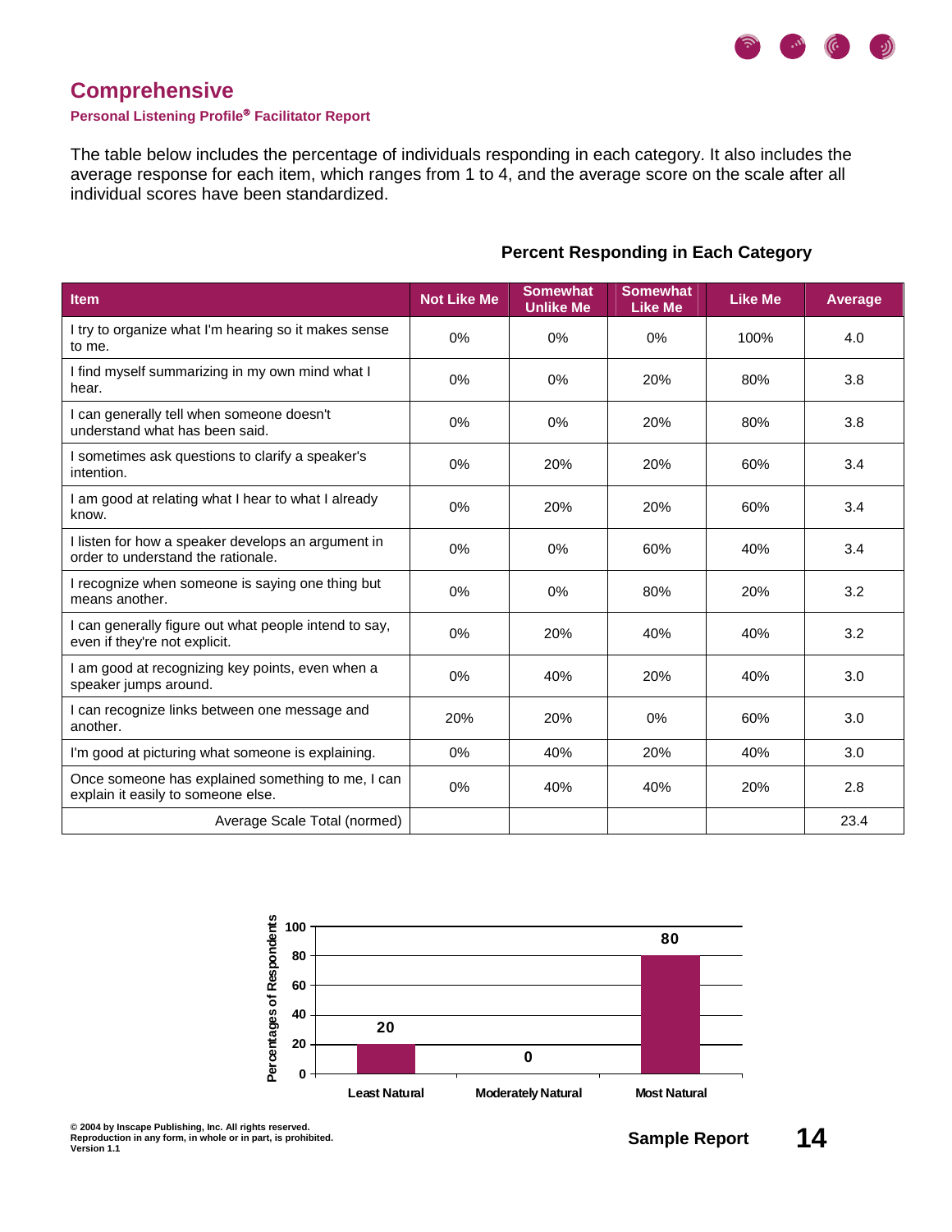# Comprehensive

**Personal Listening Profile® Facilitator Report**

The table below includes the percentage of individuals responding in each category. It also includes the average response for each item, which ranges from 1 to 4, and the average score on the scale after all individual scores have been standardized.

**Percent Responding in Each Category**

| Item | Not Like Me | Somewhat Unlike Me | Somewhat Like Me | Like Me | Average |
|---|---|---|---|---|---|
| I try to organize what I'm hearing so it makes sense to me. | 0% | 0% | 0% | 100% | 4.0 |
| I find myself summarizing in my own mind what I hear. | 0% | 0% | 20% | 80% | 3.8 |
| I can generally tell when someone doesn't understand what has been said. | 0% | 0% | 20% | 80% | 3.8 |
| I sometimes ask questions to clarify a speaker's intention. | 0% | 20% | 20% | 60% | 3.4 |
| I am good at relating what I hear to what I already know. | 0% | 20% | 20% | 60% | 3.4 |
| I listen for how a speaker develops an argument in order to understand the rationale. | 0% | 0% | 60% | 40% | 3.4 |
| I recognize when someone is saying one thing but means another. | 0% | 0% | 80% | 20% | 3.2 |
| I can generally figure out what people intend to say, even if they're not explicit. | 0% | 20% | 40% | 40% | 3.2 |
| I am good at recognizing key points, even when a speaker jumps around. | 0% | 40% | 20% | 40% | 3.0 |
| I can recognize links between one message and another. | 20% | 20% | 0% | 60% | 3.0 |
| I'm good at picturing what someone is explaining. | 0% | 40% | 20% | 40% | 3.0 |
| Once someone has explained something to me, I can explain it easily to someone else. | 0% | 40% | 40% | 20% | 2.8 |
| Average Scale Total (normed) | | | | | 23.4 |

| | Least Natural | Moderately Natural | Most Natural |
|---|---|---|---|
| Percentages of Respondents | 20 | 0 | 80 |

© 2004 by Inscape Publishing, Inc. All rights reserved.
Reproduction in any form, in whole or in part, is prohibited.
Version 1.1

Sample Report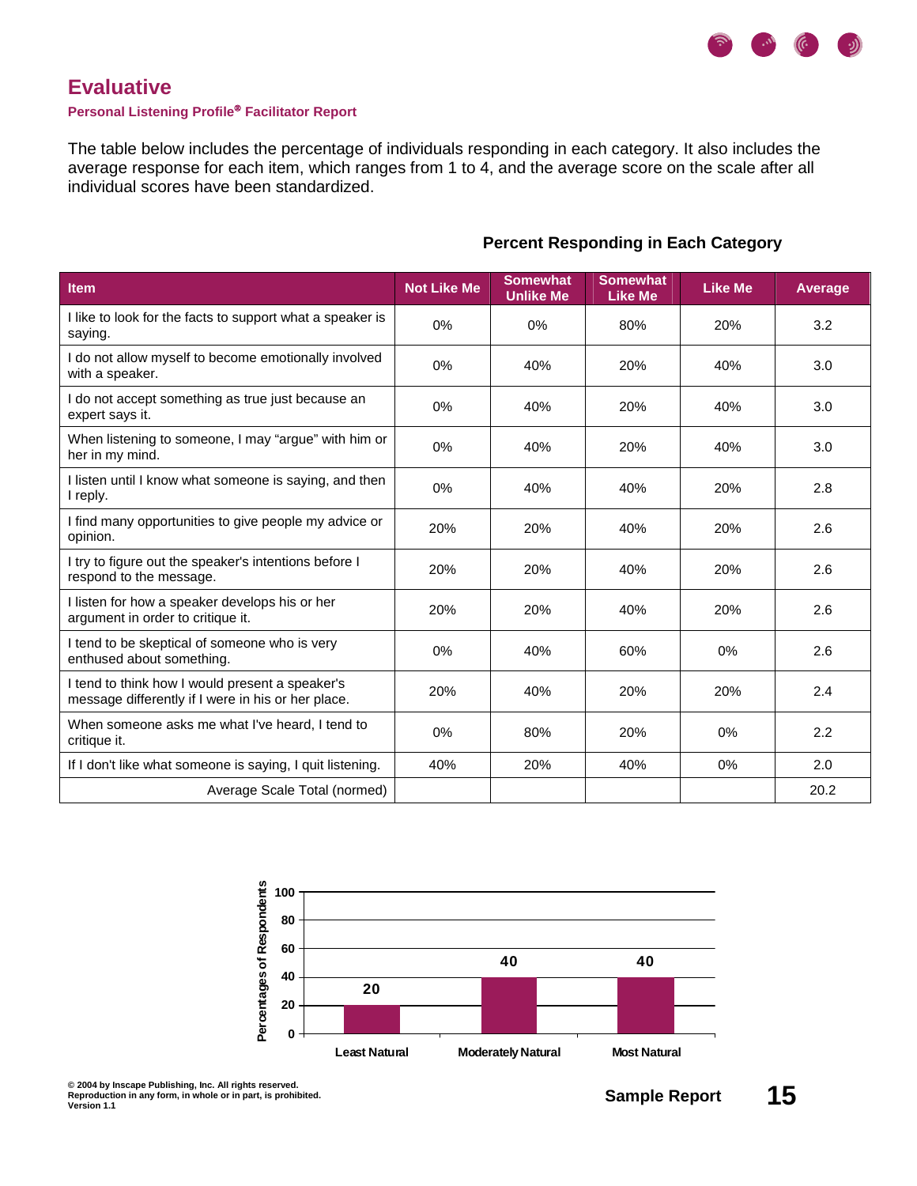# Evaluative

**Personal Listening Profile® Facilitator Report**

The table below includes the percentage of individuals responding in each category. It also includes the average response for each item, which ranges from 1 to 4, and the average score on the scale after all individual scores have been standardized.

**Percent Responding in Each Category**

| Item | Not Like Me | Somewhat Unlike Me | Somewhat Like Me | Like Me | Average |
|---|---|---|---|---|---|
| I like to look for the facts to support what a speaker is saying. | 0% | 0% | 80% | 20% | 3.2 |
| I do not allow myself to become emotionally involved with a speaker. | 0% | 40% | 20% | 40% | 3.0 |
| I do not accept something as true just because an expert says it. | 0% | 40% | 20% | 40% | 3.0 |
| When listening to someone, I may “argue” with him or her in my mind. | 0% | 40% | 20% | 40% | 3.0 |
| I listen until I know what someone is saying, and then I reply. | 0% | 40% | 40% | 20% | 2.8 |
| I find many opportunities to give people my advice or opinion. | 20% | 20% | 40% | 20% | 2.6 |
| I try to figure out the speaker's intentions before I respond to the message. | 20% | 20% | 40% | 20% | 2.6 |
| I listen for how a speaker develops his or her argument in order to critique it. | 20% | 20% | 40% | 20% | 2.6 |
| I tend to be skeptical of someone who is very enthused about something. | 0% | 40% | 60% | 0% | 2.6 |
| I tend to think how I would present a speaker's message differently if I were in his or her place. | 20% | 40% | 20% | 20% | 2.4 |
| When someone asks me what I've heard, I tend to critique it. | 0% | 80% | 20% | 0% | 2.2 |
| If I don't like what someone is saying, I quit listening. | 40% | 20% | 40% | 0% | 2.0 |
| Average Scale Total (normed) | | | | | 20.2 |

| | Least Natural | Moderately Natural | Most Natural |
|---|---|---|---|
| Percentages of Respondents | 20 | 40 | 40 |

© 2004 by Inscape Publishing, Inc. All rights reserved.
Reproduction in any form, in whole or in part, is prohibited.
Version 1.1

Sample Report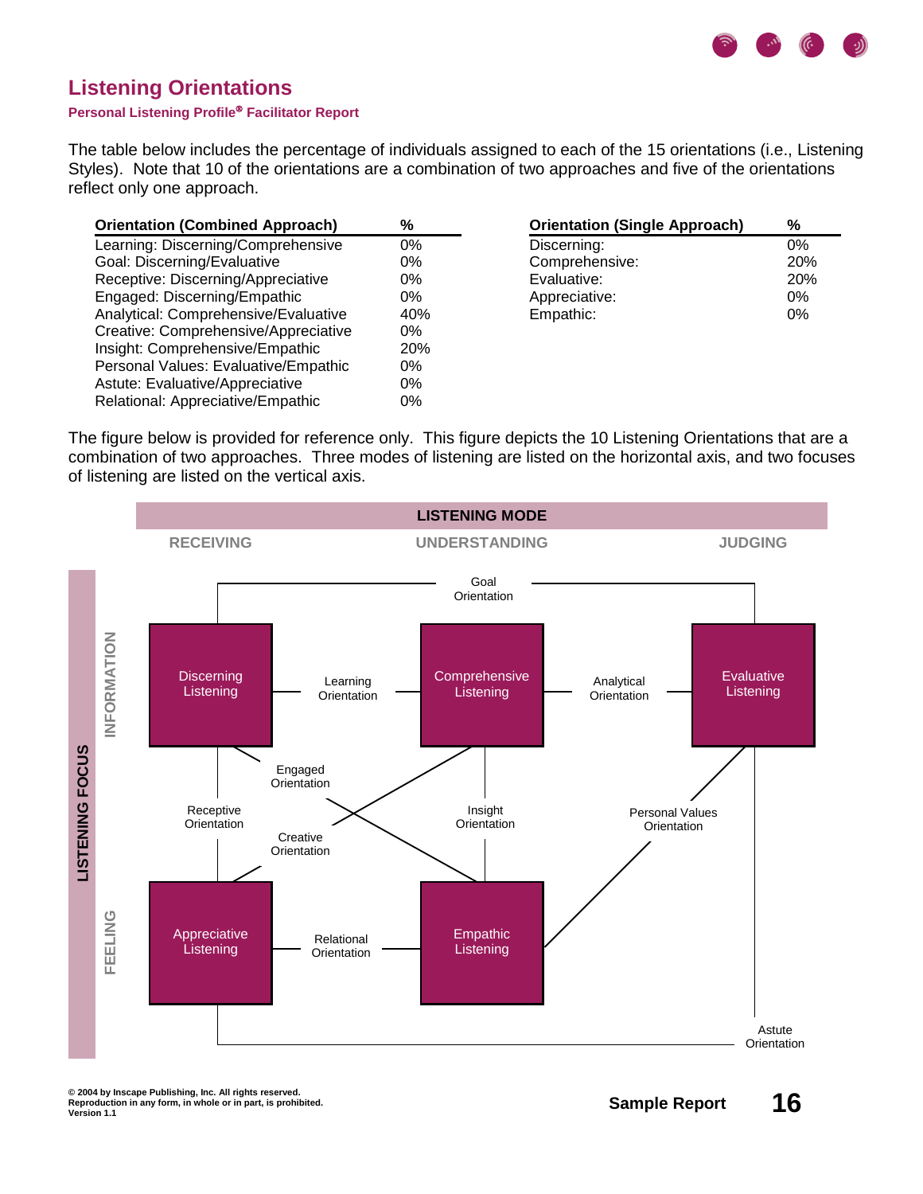# Listening Orientations

**Personal Listening Profile® Facilitator Report**

The table below includes the percentage of individuals assigned to each of the 15 orientations (i.e., Listening Styles). Note that 10 of the orientations are a combination of two approaches and five of the orientations reflect only one approach.

| Orientation (Combined Approach) | % |
|---|---|
| Learning: Discerning/Comprehensive | 0% |
| Goal: Discerning/Evaluative | 0% |
| Receptive: Discerning/Appreciative | 0% |
| Engaged: Discerning/Empathic | 0% |
| Analytical: Comprehensive/Evaluative | 40% |
| Creative: Comprehensive/Appreciative | 0% |
| Insight: Comprehensive/Empathic | 20% |
| Personal Values: Evaluative/Empathic | 0% |
| Astute: Evaluative/Appreciative | 0% |
| Relational: Appreciative/Empathic | 0% |

| Orientation (Single Approach) | % |
|---|---|
| Discerning: | 0% |
| Comprehensive: | 20% |
| Evaluative: | 20% |
| Appreciative: | 0% |
| Empathic: | 0% |

The figure below is provided for reference only. This figure depicts the 10 Listening Orientations that are a combination of two approaches. Three modes of listening are listed on the horizontal axis, and two focuses of listening are listed on the vertical axis.

LISTENING MODE

RECEIVING

UNDERSTANDING

JUDGING

LISTENING FOCUS

INFORMATION

FEELING

Goal Orientation

Discerning Listening

Learning Orientation

Comprehensive Listening

Analytical Orientation

Evaluative Listening

Engaged Orientation

Receptive Orientation

Creative Orientation

Insight Orientation

Personal Values Orientation

Appreciative Listening

Relational Orientation

Empathic Listening

Astute Orientation

© 2004 by Inscape Publishing, Inc. All rights reserved.
Reproduction in any form, in whole or in part, is prohibited.
Version 1.1

Sample Report